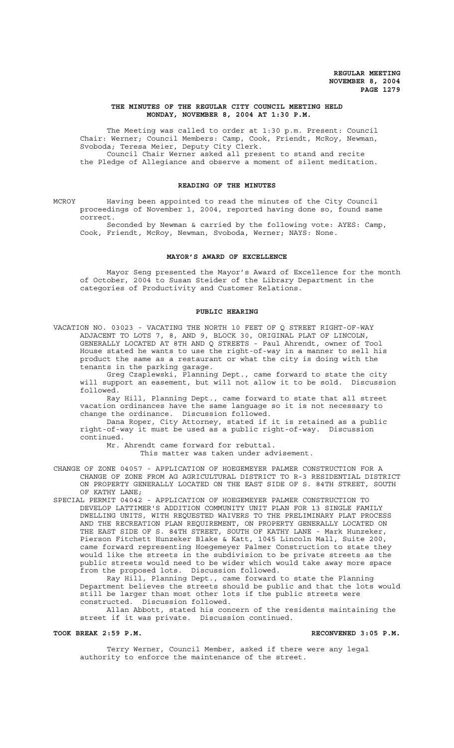**THE MINUTES OF THE REGULAR CITY COUNCIL MEETING HELD MONDAY, NOVEMBER 8, 2004 AT 1:30 P.M.**

The Meeting was called to order at 1:30 p.m. Present: Council Chair: Werner; Council Members: Camp, Cook, Friendt, McRoy, Newman, Svoboda; Teresa Meier, Deputy City Clerk.

Council Chair Werner asked all present to stand and recite the Pledge of Allegiance and observe a moment of silent meditation.

**READING OF THE MINUTES**

MCROY Having been appointed to read the minutes of the City Council proceedings of November 1, 2004, reported having done so, found same correct.

Seconded by Newman & carried by the following vote: AYES: Camp, Cook, Friendt, McRoy, Newman, Svoboda, Werner; NAYS: None.

**MAYOR'S AWARD OF EXCELLENCE**

Mayor Seng presented the Mayor's Award of Excellence for the month of October, 2004 to Susan Steider of the Library Department in the categories of Productivity and Customer Relations.

**PUBLIC HEARING**

VACATION NO. 03023 - VACATING THE NORTH 10 FEET OF Q STREET RIGHT-OF-WAY ADJACENT TO LOTS 7, 8, AND 9, BLOCK 30, ORIGINAL PLAT OF LINCOLN, GENERALLY LOCATED AT 8TH AND Q STREETS - Paul Ahrendt, owner of Tool House stated he wants to use the right-of-way in a manner to sell his product the same as a restaurant or what the city is doing with the tenants in the parking garage.

Greg Czaplewski, Planning Dept., came forward to state the city will support an easement, but will not allow it to be sold. Discussion followed.

Ray Hill, Planning Dept., came forward to state that all street vacation ordinances have the same language so it is not necessary to change the ordinance. Discussion followed.

Dana Roper, City Attorney, stated if it is retained as a public right-of-way it must be used as a public right-of-way. Discussion continued.

Mr. Ahrendt came forward for rebuttal.

This matter was taken under advisement.

CHANGE OF ZONE 04057 - APPLICATION OF HOEGEMEYER PALMER CONSTRUCTION FOR A CHANGE OF ZONE FROM AG AGRICULTURAL DISTRICT TO R-3 RESIDENTIAL DISTRICT ON PROPERTY GENERALLY LOCATED ON THE EAST SIDE OF S. 84TH STREET, SOUTH OF KATHY LANE;

SPECIAL PERMIT 04042 - APPLICATION OF HOEGEMEYER PALMER CONSTRUCTION TO DEVELOP LATTIMER'S ADDITION COMMUNITY UNIT PLAN FOR 13 SINGLE FAMILY DWELLING UNITS, WITH REQUESTED WAIVERS TO THE PRELIMINARY PLAT PROCESS AND THE RECREATION PLAN REQUIREMENT, ON PROPERTY GENERALLY LOCATED ON THE EAST SIDE OF S. 84TH STREET, SOUTH OF KATHY LANE - Mark Hunzeker, Pierson Fitchett Hunzeker Blake & Katt, 1045 Lincoln Mall, Suite 200, came forward representing Hoegemeyer Palmer Construction to state they would like the streets in the subdivision to be private streets as the public streets would need to be wider which would take away more space from the proposed lots. Discussion followed.

Ray Hill, Planning Dept., came forward to state the Planning Department believes the streets should be public and that the lots would still be larger than most other lots if the public streets were constructed. Discussion followed.

Allan Abbott, stated his concern of the residents maintaining the street if it was private. Discussion continued.

**TOOK BREAK 2:59 P.M.** **RECONVENED 3:05 P.M.**

Terry Werner, Council Member, asked if there were any legal authority to enforce the maintenance of the street.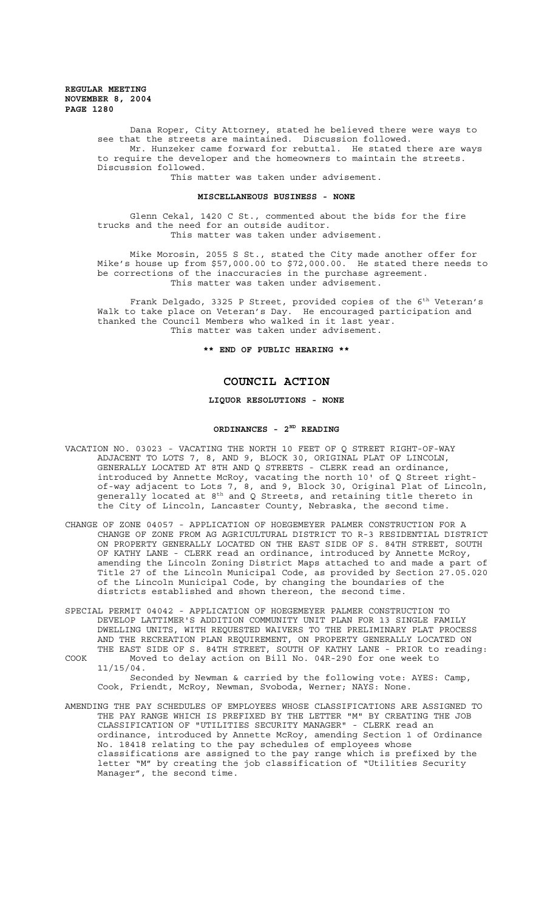Dana Roper, City Attorney, stated he believed there were ways to see that the streets are maintained. Discussion followed.

Mr. Hunzeker came forward for rebuttal. He stated there are ways to require the developer and the homeowners to maintain the streets. Discussion followed.

This matter was taken under advisement.

**MISCELLANEOUS BUSINESS - NONE**

Glenn Cekal, 1420 C St., commented about the bids for the fire trucks and the need for an outside auditor.

This matter was taken under advisement.

Mike Morosin, 2055 S St., stated the City made another offer for Mike's house up from $57,000.00 to $72,000.00. He stated there needs to be corrections of the inaccuracies in the purchase agreement.

This matter was taken under advisement.

Frank Delgado, 3325 P Street, provided copies of the 6th Veteran's Walk to take place on Veteran's Day. He encouraged participation and thanked the Council Members who walked in it last year.

This matter was taken under advisement.

**\*\* END OF PUBLIC HEARING \*\***

## COUNCIL ACTION

**LIQUOR RESOLUTIONS - NONE**

**ORDINANCES - 2ND READING**

VACATION NO. 03023 - VACATING THE NORTH 10 FEET OF Q STREET RIGHT-OF-WAY ADJACENT TO LOTS 7, 8, AND 9, BLOCK 30, ORIGINAL PLAT OF LINCOLN, GENERALLY LOCATED AT 8TH AND Q STREETS - CLERK read an ordinance, introduced by Annette McRoy, vacating the north 10' of Q Street right-of-way adjacent to Lots 7, 8, and 9, Block 30, Original Plat of Lincoln, generally located at 8th and Q Streets, and retaining title thereto in the City of Lincoln, Lancaster County, Nebraska, the second time.

CHANGE OF ZONE 04057 - APPLICATION OF HOEGEMEYER PALMER CONSTRUCTION FOR A CHANGE OF ZONE FROM AG AGRICULTURAL DISTRICT TO R-3 RESIDENTIAL DISTRICT ON PROPERTY GENERALLY LOCATED ON THE EAST SIDE OF S. 84TH STREET, SOUTH OF KATHY LANE - CLERK read an ordinance, introduced by Annette McRoy, amending the Lincoln Zoning District Maps attached to and made a part of Title 27 of the Lincoln Municipal Code, as provided by Section 27.05.020 of the Lincoln Municipal Code, by changing the boundaries of the districts established and shown thereon, the second time.

SPECIAL PERMIT 04042 - APPLICATION OF HOEGEMEYER PALMER CONSTRUCTION TO DEVELOP LATTIMER'S ADDITION COMMUNITY UNIT PLAN FOR 13 SINGLE FAMILY DWELLING UNITS, WITH REQUESTED WAIVERS TO THE PRELIMINARY PLAT PROCESS AND THE RECREATION PLAN REQUIREMENT, ON PROPERTY GENERALLY LOCATED ON THE EAST SIDE OF S. 84TH STREET, SOUTH OF KATHY LANE - PRIOR to reading:

COOK Moved to delay action on Bill No. 04R-290 for one week to 11/15/04.

Seconded by Newman & carried by the following vote: AYES: Camp, Cook, Friendt, McRoy, Newman, Svoboda, Werner; NAYS: None.

AMENDING THE PAY SCHEDULES OF EMPLOYEES WHOSE CLASSIFICATIONS ARE ASSIGNED TO THE PAY RANGE WHICH IS PREFIXED BY THE LETTER "M" BY CREATING THE JOB CLASSIFICATION OF "UTILITIES SECURITY MANAGER" - CLERK read an ordinance, introduced by Annette McRoy, amending Section 1 of Ordinance No. 18418 relating to the pay schedules of employees whose classifications are assigned to the pay range which is prefixed by the letter "M" by creating the job classification of "Utilities Security Manager", the second time.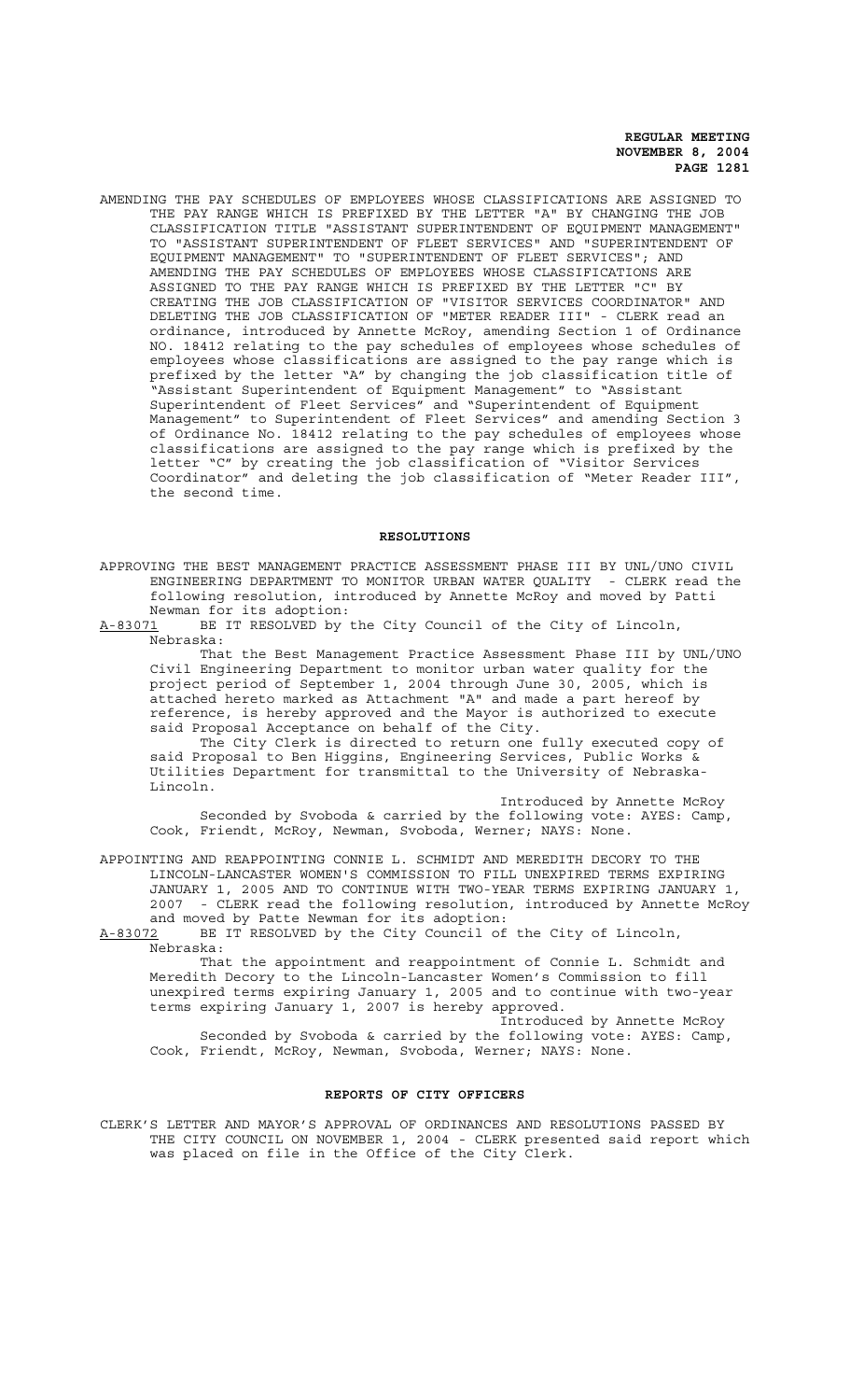AMENDING THE PAY SCHEDULES OF EMPLOYEES WHOSE CLASSIFICATIONS ARE ASSIGNED TO THE PAY RANGE WHICH IS PREFIXED BY THE LETTER "A" BY CHANGING THE JOB CLASSIFICATION TITLE "ASSISTANT SUPERINTENDENT OF EQUIPMENT MANAGEMENT" TO "ASSISTANT SUPERINTENDENT OF FLEET SERVICES" AND "SUPERINTENDENT OF EQUIPMENT MANAGEMENT" TO "SUPERINTENDENT OF FLEET SERVICES"; AND AMENDING THE PAY SCHEDULES OF EMPLOYEES WHOSE CLASSIFICATIONS ARE ASSIGNED TO THE PAY RANGE WHICH IS PREFIXED BY THE LETTER "C" BY CREATING THE JOB CLASSIFICATION OF "VISITOR SERVICES COORDINATOR" AND DELETING THE JOB CLASSIFICATION OF "METER READER III" - CLERK read an ordinance, introduced by Annette McRoy, amending Section 1 of Ordinance NO. 18412 relating to the pay schedules of employees whose schedules of employees whose classifications are assigned to the pay range which is prefixed by the letter "A" by changing the job classification title of "Assistant Superintendent of Equipment Management" to "Assistant Superintendent of Fleet Services" and "Superintendent of Equipment Management" to Superintendent of Fleet Services" and amending Section 3 of Ordinance No. 18412 relating to the pay schedules of employees whose classifications are assigned to the pay range which is prefixed by the letter "C" by creating the job classification of "Visitor Services Coordinator" and deleting the job classification of "Meter Reader III", the second time.

## RESOLUTIONS

APPROVING THE BEST MANAGEMENT PRACTICE ASSESSMENT PHASE III BY UNL/UNO CIVIL ENGINEERING DEPARTMENT TO MONITOR URBAN WATER QUALITY - CLERK read the following resolution, introduced by Annette McRoy and moved by Patti Newman for its adoption:

A-83071 BE IT RESOLVED by the City Council of the City of Lincoln, Nebraska:

That the Best Management Practice Assessment Phase III by UNL/UNO Civil Engineering Department to monitor urban water quality for the project period of September 1, 2004 through June 30, 2005, which is attached hereto marked as Attachment "A" and made a part hereof by reference, is hereby approved and the Mayor is authorized to execute said Proposal Acceptance on behalf of the City.

The City Clerk is directed to return one fully executed copy of said Proposal to Ben Higgins, Engineering Services, Public Works & Utilities Department for transmittal to the University of Nebraska-Lincoln.

Introduced by Annette McRoy

Seconded by Svoboda & carried by the following vote: AYES: Camp, Cook, Friendt, McRoy, Newman, Svoboda, Werner; NAYS: None.

APPOINTING AND REAPPOINTING CONNIE L. SCHMIDT AND MEREDITH DECORY TO THE LINCOLN-LANCASTER WOMEN'S COMMISSION TO FILL UNEXPIRED TERMS EXPIRING JANUARY 1, 2005 AND TO CONTINUE WITH TWO-YEAR TERMS EXPIRING JANUARY 1, 2007 - CLERK read the following resolution, introduced by Annette McRoy and moved by Patte Newman for its adoption:

A-83072 BE IT RESOLVED by the City Council of the City of Lincoln, Nebraska:

That the appointment and reappointment of Connie L. Schmidt and Meredith Decory to the Lincoln-Lancaster Women's Commission to fill unexpired terms expiring January 1, 2005 and to continue with two-year terms expiring January 1, 2007 is hereby approved.

Introduced by Annette McRoy

Seconded by Svoboda & carried by the following vote: AYES: Camp, Cook, Friendt, McRoy, Newman, Svoboda, Werner; NAYS: None.

## REPORTS OF CITY OFFICERS

CLERK'S LETTER AND MAYOR'S APPROVAL OF ORDINANCES AND RESOLUTIONS PASSED BY THE CITY COUNCIL ON NOVEMBER 1, 2004 - CLERK presented said report which was placed on file in the Office of the City Clerk.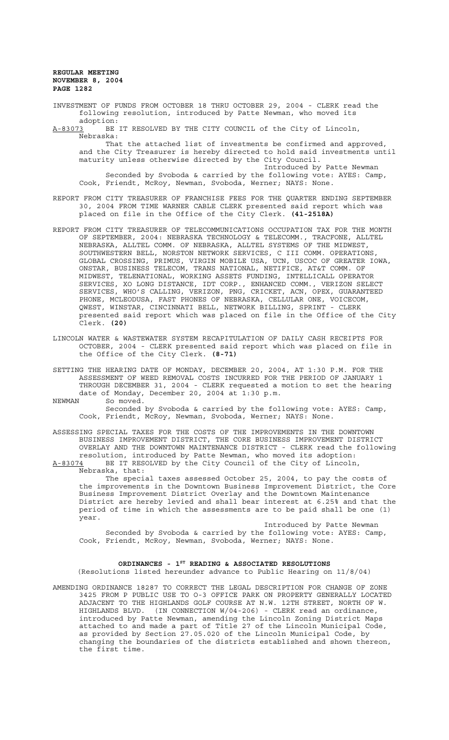INVESTMENT OF FUNDS FROM OCTOBER 18 THRU OCTOBER 29, 2004 - CLERK read the following resolution, introduced by Patte Newman, who moved its adoption:

A-83073 BE IT RESOLVED BY THE CITY COUNCIL of the City of Lincoln, Nebraska:

That the attached list of investments be confirmed and approved, and the City Treasurer is hereby directed to hold said investments until maturity unless otherwise directed by the City Council.

Introduced by Patte Newman

Seconded by Svoboda & carried by the following vote: AYES: Camp, Cook, Friendt, McRoy, Newman, Svoboda, Werner; NAYS: None.

REPORT FROM CITY TREASURER OF FRANCHISE FEES FOR THE QUARTER ENDING SEPTEMBER 30, 2004 FROM TIME WARNER CABLE CLERK presented said report which was placed on file in the Office of the City Clerk. **(41-2518A)**

REPORT FROM CITY TREASURER OF TELECOMMUNICATIONS OCCUPATION TAX FOR THE MONTH OF SEPTEMBER, 2004: NEBRASKA TECHNOLOGY & TELECOMM., TRACFONE, ALLTEL NEBRASKA, ALLTEL COMM. OF NEBRASKA, ALLTEL SYSTEMS OF THE MIDWEST, SOUTHWESTERN BELL, NORSTON NETWORK SERVICES, C III COMM. OPERATIONS, GLOBAL CROSSING, PRIMUS, VIRGIN MOBILE USA, UCN, USCOC OF GREATER IOWA, ONSTAR, BUSINESS TELECOM, TRANS NATIONAL, NETIFICE, AT&T COMM. OF MIDWEST, TELENATIONAL, WORKING ASSETS FUNDING, INTELLICALL OPERATOR SERVICES, XO LONG DISTANCE, IDT CORP., ENHANCED COMM., VERIZON SELECT SERVICES, WHO'S CALLING, VERIZON, PNG, CRICKET, ACN, OPEX, GUARANTEED PHONE, MCLEODUSA, FAST PHONES OF NEBRASKA, CELLULAR ONE, VOICECOM, QWEST, WINSTAR, CINCINNATI BELL, NETWORK BILLING, SPRINT - CLERK presented said report which was placed on file in the Office of the City Clerk. **(20)**

LINCOLN WATER & WASTEWATER SYSTEM RECAPITULATION OF DAILY CASH RECEIPTS FOR OCTOBER, 2004 - CLERK presented said report which was placed on file in the Office of the City Clerk. **(8-71)**

SETTING THE HEARING DATE OF MONDAY, DECEMBER 20, 2004, AT 1:30 P.M. FOR THE ASSESSMENT OF WEED REMOVAL COSTS INCURRED FOR THE PERIOD OF JANUARY 1 THROUGH DECEMBER 31, 2004 - CLERK requested a motion to set the hearing date of Monday, December 20, 2004 at 1:30 p.m.

NEWMAN So moved.

Seconded by Svoboda & carried by the following vote: AYES: Camp, Cook, Friendt, McRoy, Newman, Svoboda, Werner; NAYS: None.

ASSESSING SPECIAL TAXES FOR THE COSTS OF THE IMPROVEMENTS IN THE DOWNTOWN BUSINESS IMPROVEMENT DISTRICT, THE CORE BUSINESS IMPROVEMENT DISTRICT OVERLAY AND THE DOWNTOWN MAINTENANCE DISTRICT - CLERK read the following resolution, introduced by Patte Newman, who moved its adoption:

A-83074 BE IT RESOLVED by the City Council of the City of Lincoln, Nebraska, that:

The special taxes assessed October 25, 2004, to pay the costs of the improvements in the Downtown Business Improvement District, the Core Business Improvement District Overlay and the Downtown Maintenance District are hereby levied and shall bear interest at 6.25% and that the period of time in which the assessments are to be paid shall be one (1) year.

Introduced by Patte Newman

Seconded by Svoboda & carried by the following vote: AYES: Camp, Cook, Friendt, McRoy, Newman, Svoboda, Werner; NAYS: None.

## ORDINANCES - 1ST READING & ASSOCIATED RESOLUTIONS

(Resolutions listed hereunder advance to Public Hearing on 11/8/04)

AMENDING ORDINANCE 18287 TO CORRECT THE LEGAL DESCRIPTION FOR CHANGE OF ZONE 3425 FROM P PUBLIC USE TO O-3 OFFICE PARK ON PROPERTY GENERALLY LOCATED ADJACENT TO THE HIGHLANDS GOLF COURSE AT N.W. 12TH STREET, NORTH OF W. HIGHLANDS BLVD. (IN CONNECTION W/04-206) - CLERK read an ordinance, introduced by Patte Newman, amending the Lincoln Zoning District Maps attached to and made a part of Title 27 of the Lincoln Municipal Code, as provided by Section 27.05.020 of the Lincoln Municipal Code, by changing the boundaries of the districts established and shown thereon, the first time.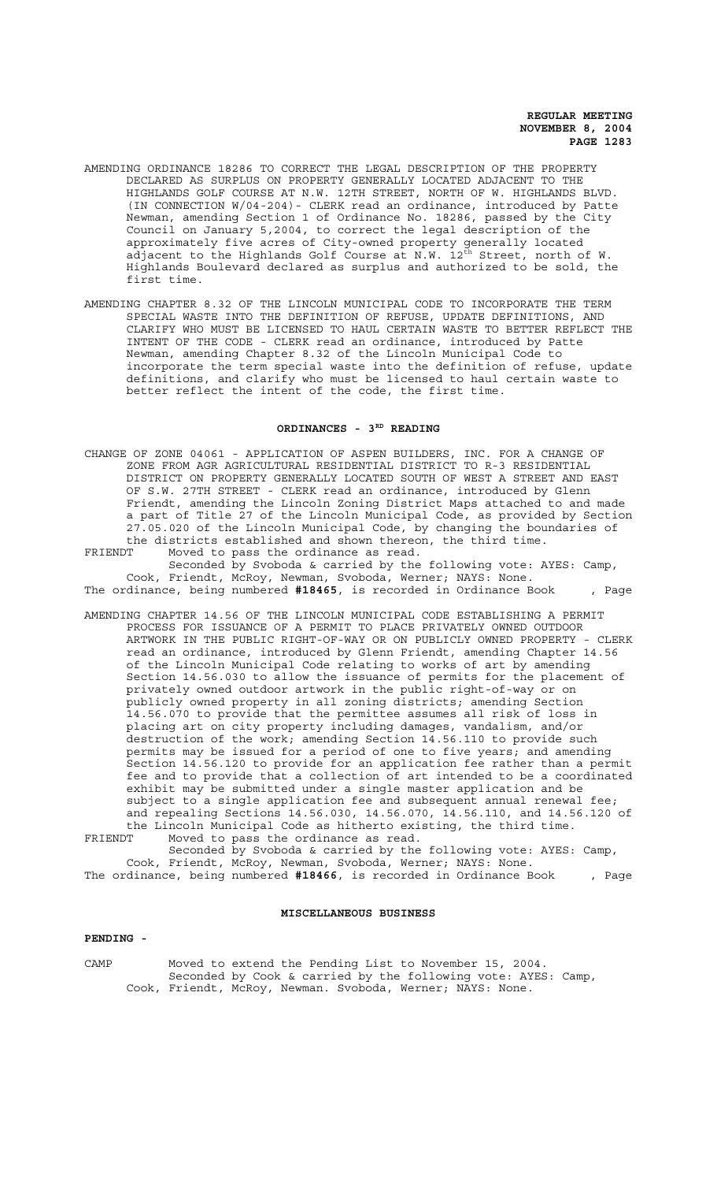AMENDING ORDINANCE 18286 TO CORRECT THE LEGAL DESCRIPTION OF THE PROPERTY DECLARED AS SURPLUS ON PROPERTY GENERALLY LOCATED ADJACENT TO THE HIGHLANDS GOLF COURSE AT N.W. 12TH STREET, NORTH OF W. HIGHLANDS BLVD. (IN CONNECTION W/04-204)- CLERK read an ordinance, introduced by Patte Newman, amending Section 1 of Ordinance No. 18286, passed by the City Council on January 5,2004, to correct the legal description of the approximately five acres of City-owned property generally located adjacent to the Highlands Golf Course at N.W. 12th Street, north of W. Highlands Boulevard declared as surplus and authorized to be sold, the first time.

AMENDING CHAPTER 8.32 OF THE LINCOLN MUNICIPAL CODE TO INCORPORATE THE TERM SPECIAL WASTE INTO THE DEFINITION OF REFUSE, UPDATE DEFINITIONS, AND CLARIFY WHO MUST BE LICENSED TO HAUL CERTAIN WASTE TO BETTER REFLECT THE INTENT OF THE CODE - CLERK read an ordinance, introduced by Patte Newman, amending Chapter 8.32 of the Lincoln Municipal Code to incorporate the term special waste into the definition of refuse, update definitions, and clarify who must be licensed to haul certain waste to better reflect the intent of the code, the first time.

## ORDINANCES - 3RD READING

CHANGE OF ZONE 04061 - APPLICATION OF ASPEN BUILDERS, INC. FOR A CHANGE OF ZONE FROM AGR AGRICULTURAL RESIDENTIAL DISTRICT TO R-3 RESIDENTIAL DISTRICT ON PROPERTY GENERALLY LOCATED SOUTH OF WEST A STREET AND EAST OF S.W. 27TH STREET - CLERK read an ordinance, introduced by Glenn Friendt, amending the Lincoln Zoning District Maps attached to and made a part of Title 27 of the Lincoln Municipal Code, as provided by Section 27.05.020 of the Lincoln Municipal Code, by changing the boundaries of the districts established and shown thereon, the third time.

FRIENDT Moved to pass the ordinance as read.

Seconded by Svoboda & carried by the following vote: AYES: Camp, Cook, Friendt, McRoy, Newman, Svoboda, Werner; NAYS: None.

The ordinance, being numbered **#18465**, is recorded in Ordinance Book , Page

AMENDING CHAPTER 14.56 OF THE LINCOLN MUNICIPAL CODE ESTABLISHING A PERMIT PROCESS FOR ISSUANCE OF A PERMIT TO PLACE PRIVATELY OWNED OUTDOOR ARTWORK IN THE PUBLIC RIGHT-OF-WAY OR ON PUBLICLY OWNED PROPERTY - CLERK read an ordinance, introduced by Glenn Friendt, amending Chapter 14.56 of the Lincoln Municipal Code relating to works of art by amending Section 14.56.030 to allow the issuance of permits for the placement of privately owned outdoor artwork in the public right-of-way or on publicly owned property in all zoning districts; amending Section 14.56.070 to provide that the permittee assumes all risk of loss in placing art on city property including damages, vandalism, and/or destruction of the work; amending Section 14.56.110 to provide such permits may be issued for a period of one to five years; and amending Section 14.56.120 to provide for an application fee rather than a permit fee and to provide that a collection of art intended to be a coordinated exhibit may be submitted under a single master application and be subject to a single application fee and subsequent annual renewal fee; and repealing Sections 14.56.030, 14.56.070, 14.56.110, and 14.56.120 of the Lincoln Municipal Code as hitherto existing, the third time.

FRIENDT Moved to pass the ordinance as read.

Seconded by Svoboda & carried by the following vote: AYES: Camp, Cook, Friendt, McRoy, Newman, Svoboda, Werner; NAYS: None.

The ordinance, being numbered **#18466**, is recorded in Ordinance Book , Page

## MISCELLANEOUS BUSINESS

**PENDING -**

CAMP Moved to extend the Pending List to November 15, 2004.

Seconded by Cook & carried by the following vote: AYES: Camp, Cook, Friendt, McRoy, Newman. Svoboda, Werner; NAYS: None.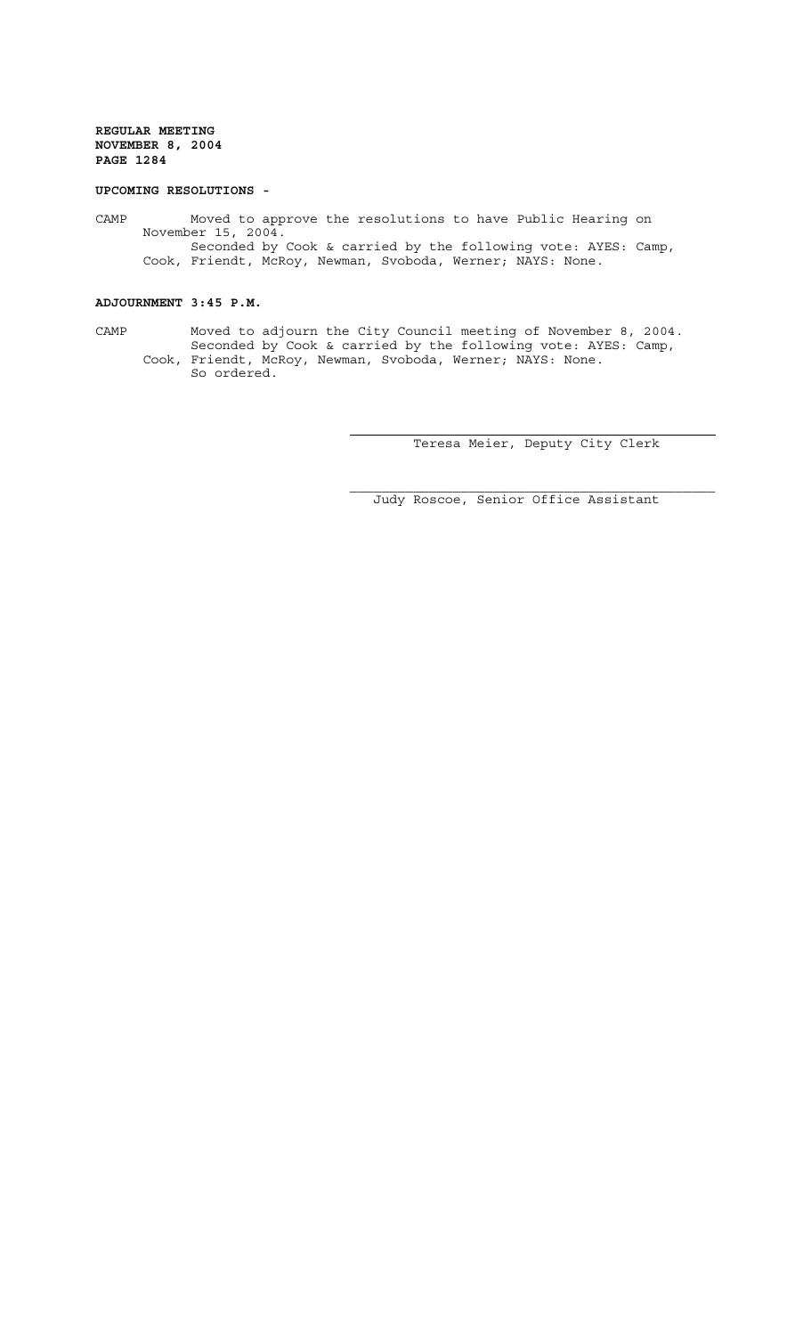**UPCOMING RESOLUTIONS -**

CAMP Moved to approve the resolutions to have Public Hearing on November 15, 2004.
Seconded by Cook & carried by the following vote: AYES: Camp, Cook, Friendt, McRoy, Newman, Svoboda, Werner; NAYS: None.

**ADJOURNMENT 3:45 P.M.**

CAMP Moved to adjourn the City Council meeting of November 8, 2004.
Seconded by Cook & carried by the following vote: AYES: Camp, Cook, Friendt, McRoy, Newman, Svoboda, Werner; NAYS: None.
So ordered.

Teresa Meier, Deputy City Clerk

Judy Roscoe, Senior Office Assistant